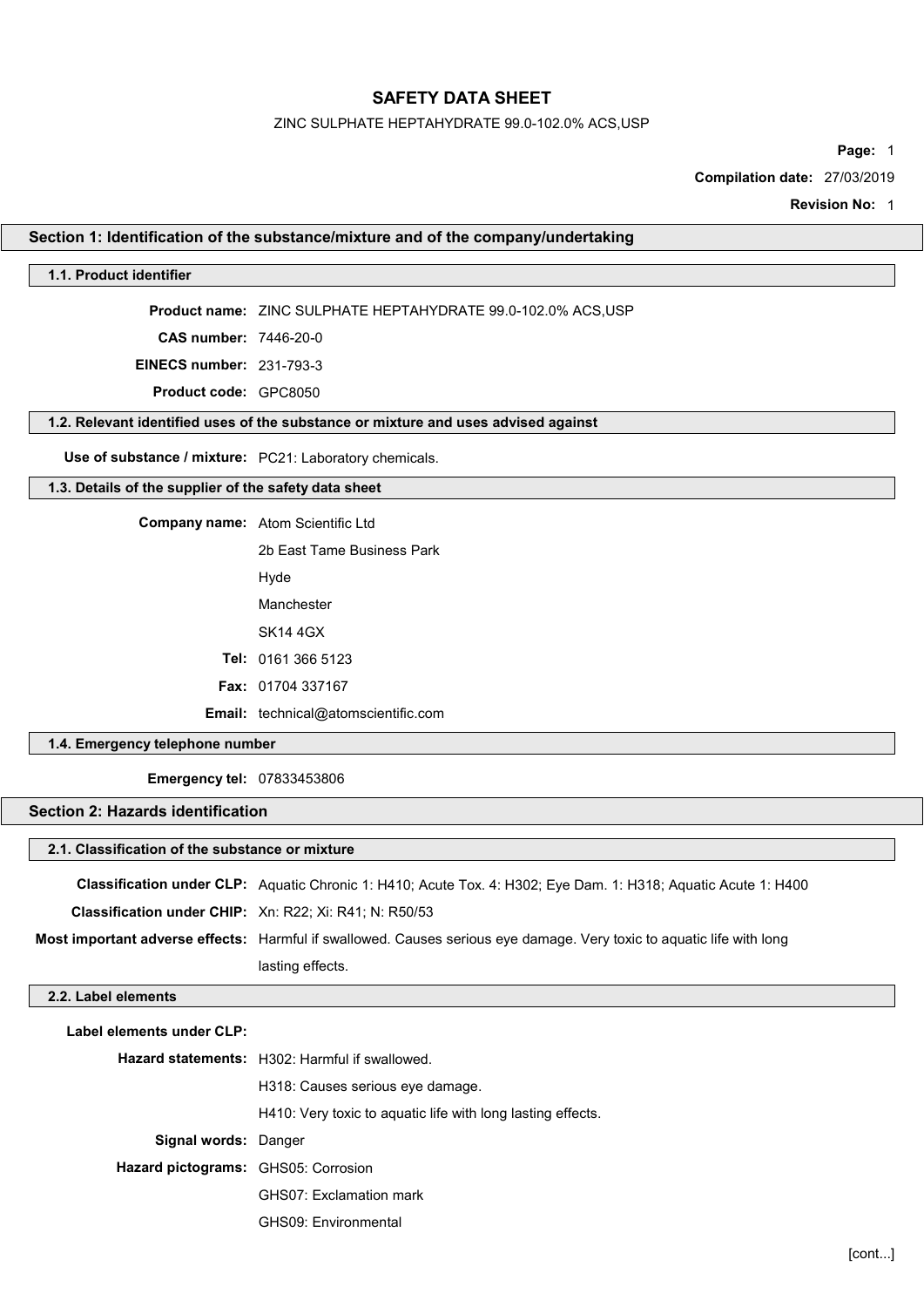# SAFETY DATA SHEET

ZINC SULPHATE HEPTAHYDRATE 99.0-102.0% ACS,USP

**Compilation date:** 27/03/2019

**Revision No:** 1

## Section 1: Identification of the substance/mixture and of the company/undertaking

### 1.1. Product identifier

**Product name:** ZINC SULPHATE HEPTAHYDRATE 99.0-102.0% ACS,USP

**CAS number:** 7446-20-0

**EINECS number:** 231-793-3

**Product code:** GPC8050

### 1.2. Relevant identified uses of the substance or mixture and uses advised against

**Use of substance / mixture:** PC21: Laboratory chemicals.

### 1.3. Details of the supplier of the safety data sheet

**Company name:** Atom Scientific Ltd

2b East Tame Business Park

Hyde

Manchester

SK14 4GX

**Tel:** 0161 366 5123

**Fax:** 01704 337167

**Email:** technical@atomscientific.com

### 1.4. Emergency telephone number

**Emergency tel:** 07833453806

## Section 2: Hazards identification

### 2.1. Classification of the substance or mixture

**Classification under CLP:** Aquatic Chronic 1: H410; Acute Tox. 4: H302; Eye Dam. 1: H318; Aquatic Acute 1: H400

**Classification under CHIP:** Xn: R22; Xi: R41; N: R50/53

**Most important adverse effects:** Harmful if swallowed. Causes serious eye damage. Very toxic to aquatic life with long lasting effects.

### 2.2. Label elements

**Label elements under CLP:**

**Hazard statements:** H302: Harmful if swallowed.

H318: Causes serious eye damage.

H410: Very toxic to aquatic life with long lasting effects.

**Signal words:** Danger

**Hazard pictograms:** GHS05: Corrosion

GHS07: Exclamation mark

GHS09: Environmental

[cont...]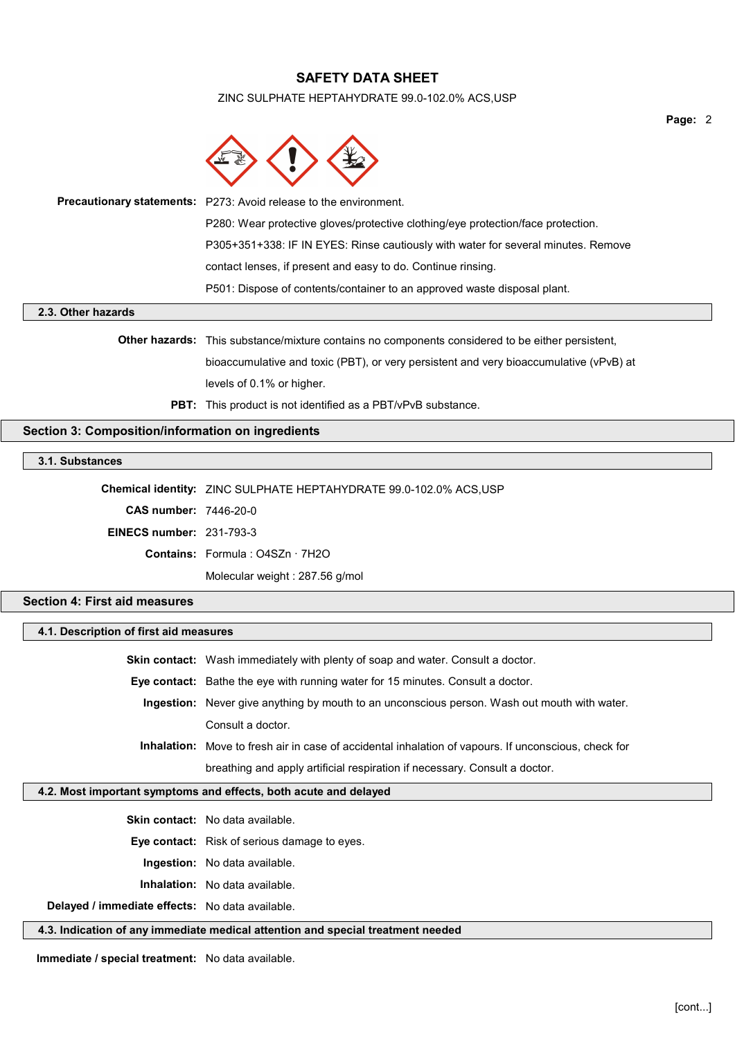**Precautionary statements:** P273: Avoid release to the environment.

P280: Wear protective gloves/protective clothing/eye protection/face protection.

P305+351+338: IF IN EYES: Rinse cautiously with water for several minutes. Remove contact lenses, if present and easy to do. Continue rinsing.

P501: Dispose of contents/container to an approved waste disposal plant.

### 2.3. Other hazards

**Other hazards:** This substance/mixture contains no components considered to be either persistent, bioaccumulative and toxic (PBT), or very persistent and very bioaccumulative (vPvB) at levels of 0.1% or higher.

**PBT:** This product is not identified as a PBT/vPvB substance.

## Section 3: Composition/information on ingredients

### 3.1. Substances

**Chemical identity:** ZINC SULPHATE HEPTAHYDRATE 99.0-102.0% ACS,USP

**CAS number:** 7446-20-0

**EINECS number:** 231-793-3

**Contains:** Formula : O4SZn · 7H2O

Molecular weight : 287.56 g/mol

## Section 4: First aid measures

### 4.1. Description of first aid measures

**Skin contact:** Wash immediately with plenty of soap and water. Consult a doctor.

**Eye contact:** Bathe the eye with running water for 15 minutes. Consult a doctor.

**Ingestion:** Never give anything by mouth to an unconscious person. Wash out mouth with water. Consult a doctor.

**Inhalation:** Move to fresh air in case of accidental inhalation of vapours. If unconscious, check for breathing and apply artificial respiration if necessary. Consult a doctor.

### 4.2. Most important symptoms and effects, both acute and delayed

**Skin contact:** No data available.

**Eye contact:** Risk of serious damage to eyes.

**Ingestion:** No data available.

**Inhalation:** No data available.

**Delayed / immediate effects:** No data available.

### 4.3. Indication of any immediate medical attention and special treatment needed

**Immediate / special treatment:** No data available.

[cont...]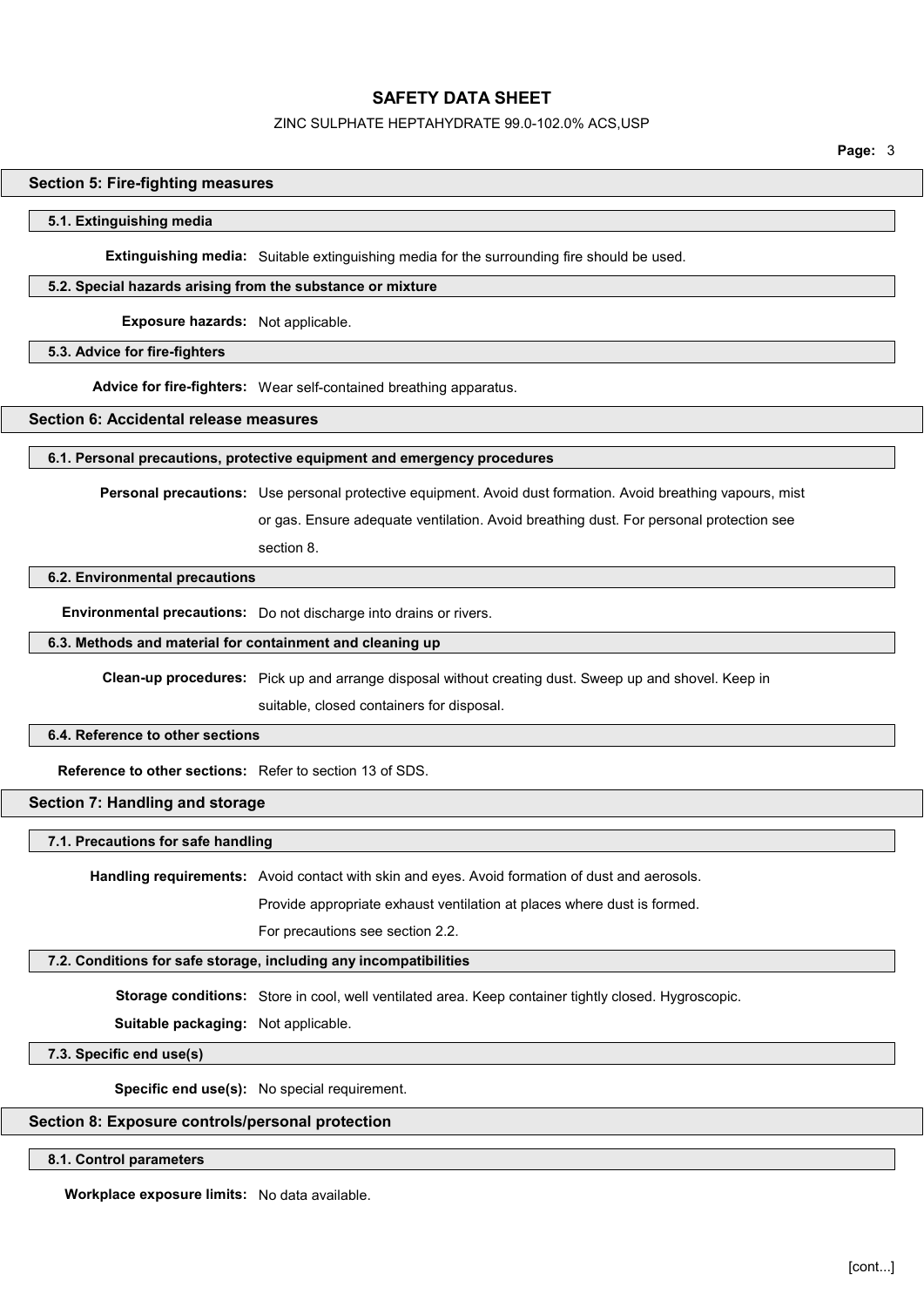## Section 5: Fire-fighting measures

### 5.1. Extinguishing media

**Extinguishing media:** Suitable extinguishing media for the surrounding fire should be used.

### 5.2. Special hazards arising from the substance or mixture

**Exposure hazards:** Not applicable.

### 5.3. Advice for fire-fighters

**Advice for fire-fighters:** Wear self-contained breathing apparatus.

## Section 6: Accidental release measures

### 6.1. Personal precautions, protective equipment and emergency procedures

**Personal precautions:** Use personal protective equipment. Avoid dust formation. Avoid breathing vapours, mist or gas. Ensure adequate ventilation. Avoid breathing dust. For personal protection see section 8.

### 6.2. Environmental precautions

**Environmental precautions:** Do not discharge into drains or rivers.

### 6.3. Methods and material for containment and cleaning up

**Clean-up procedures:** Pick up and arrange disposal without creating dust. Sweep up and shovel. Keep in suitable, closed containers for disposal.

### 6.4. Reference to other sections

**Reference to other sections:** Refer to section 13 of SDS.

## Section 7: Handling and storage

### 7.1. Precautions for safe handling

**Handling requirements:** Avoid contact with skin and eyes. Avoid formation of dust and aerosols.

Provide appropriate exhaust ventilation at places where dust is formed.

For precautions see section 2.2.

### 7.2. Conditions for safe storage, including any incompatibilities

**Storage conditions:** Store in cool, well ventilated area. Keep container tightly closed. Hygroscopic.

**Suitable packaging:** Not applicable.

### 7.3. Specific end use(s)

**Specific end use(s):** No special requirement.

## Section 8: Exposure controls/personal protection

### 8.1. Control parameters

**Workplace exposure limits:** No data available.

[cont...]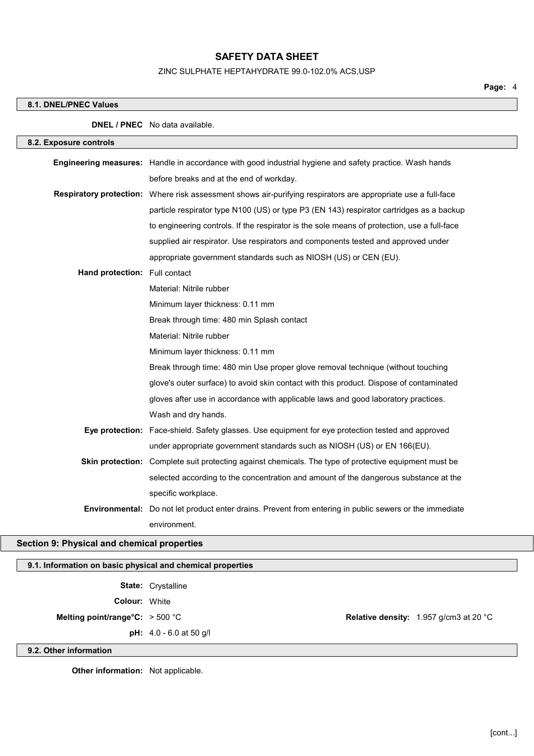### 8.1. DNEL/PNEC Values

**DNEL / PNEC** No data available.

### 8.2. Exposure controls

**Engineering measures:** Handle in accordance with good industrial hygiene and safety practice. Wash hands before breaks and at the end of workday.

**Respiratory protection:** Where risk assessment shows air-purifying respirators are appropriate use a full-face particle respirator type N100 (US) or type P3 (EN 143) respirator cartridges as a backup to engineering controls. If the respirator is the sole means of protection, use a full-face supplied air respirator. Use respirators and components tested and approved under appropriate government standards such as NIOSH (US) or CEN (EU).

**Hand protection:** Full contact

Material: Nitrile rubber

Minimum layer thickness: 0.11 mm

Break through time: 480 min Splash contact

Material: Nitrile rubber

Minimum layer thickness: 0.11 mm

Break through time: 480 min Use proper glove removal technique (without touching glove's outer surface) to avoid skin contact with this product. Dispose of contaminated gloves after use in accordance with applicable laws and good laboratory practices. Wash and dry hands.

**Eye protection:** Face-shield. Safety glasses. Use equipment for eye protection tested and approved under appropriate government standards such as NIOSH (US) or EN 166(EU).

**Skin protection:** Complete suit protecting against chemicals. The type of protective equipment must be selected according to the concentration and amount of the dangerous substance at the specific workplace.

**Environmental:** Do not let product enter drains. Prevent from entering in public sewers or the immediate environment.

## Section 9: Physical and chemical properties

### 9.1. Information on basic physical and chemical properties

**State:** Crystalline

**Colour:** White

**Melting point/range°C:** > 500 °C

**Relative density:** 1.957 g/cm3 at 20 °C

**pH:** 4.0 - 6.0 at 50 g/l

### 9.2. Other information

**Other information:** Not applicable.

[cont...]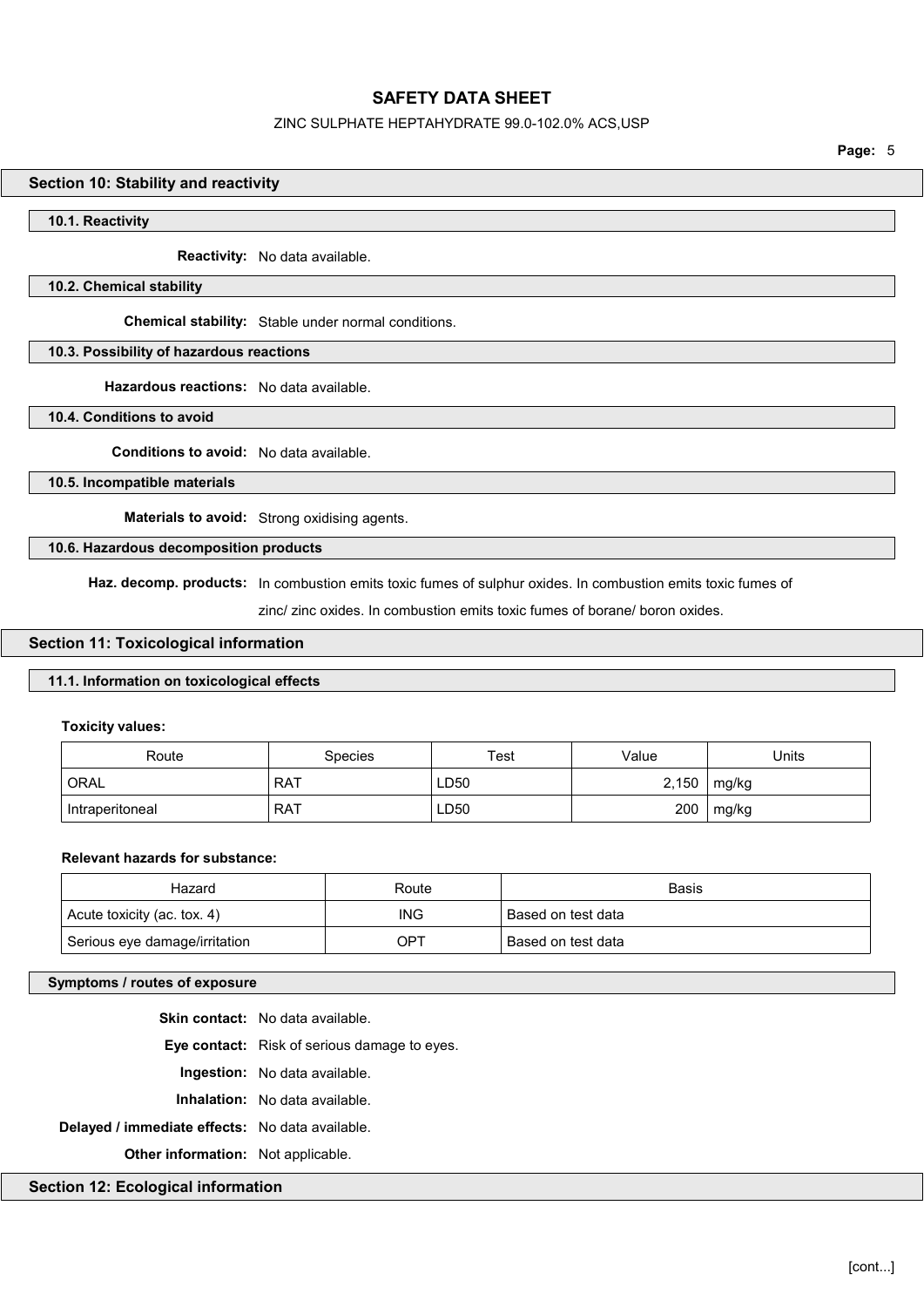## Section 10: Stability and reactivity

### 10.1. Reactivity

**Reactivity:** No data available.

### 10.2. Chemical stability

**Chemical stability:** Stable under normal conditions.

### 10.3. Possibility of hazardous reactions

**Hazardous reactions:** No data available.

### 10.4. Conditions to avoid

**Conditions to avoid:** No data available.

### 10.5. Incompatible materials

**Materials to avoid:** Strong oxidising agents.

### 10.6. Hazardous decomposition products

**Haz. decomp. products:** In combustion emits toxic fumes of sulphur oxides. In combustion emits toxic fumes of zinc/ zinc oxides. In combustion emits toxic fumes of borane/ boron oxides.

## Section 11: Toxicological information

### 11.1. Information on toxicological effects

**Toxicity values:**

| Route | Species | Test | Value | Units |
|---|---|---|---|---|
| ORAL | RAT | LD50 | 2,150 | mg/kg |
| Intraperitoneal | RAT | LD50 | 200 | mg/kg |

**Relevant hazards for substance:**

| Hazard | Route | Basis |
|---|---|---|
| Acute toxicity (ac. tox. 4) | ING | Based on test data |
| Serious eye damage/irritation | OPT | Based on test data |

### Symptoms / routes of exposure

**Skin contact:** No data available.

**Eye contact:** Risk of serious damage to eyes.

**Ingestion:** No data available.

**Inhalation:** No data available.

**Delayed / immediate effects:** No data available.

**Other information:** Not applicable.

## Section 12: Ecological information

[cont...]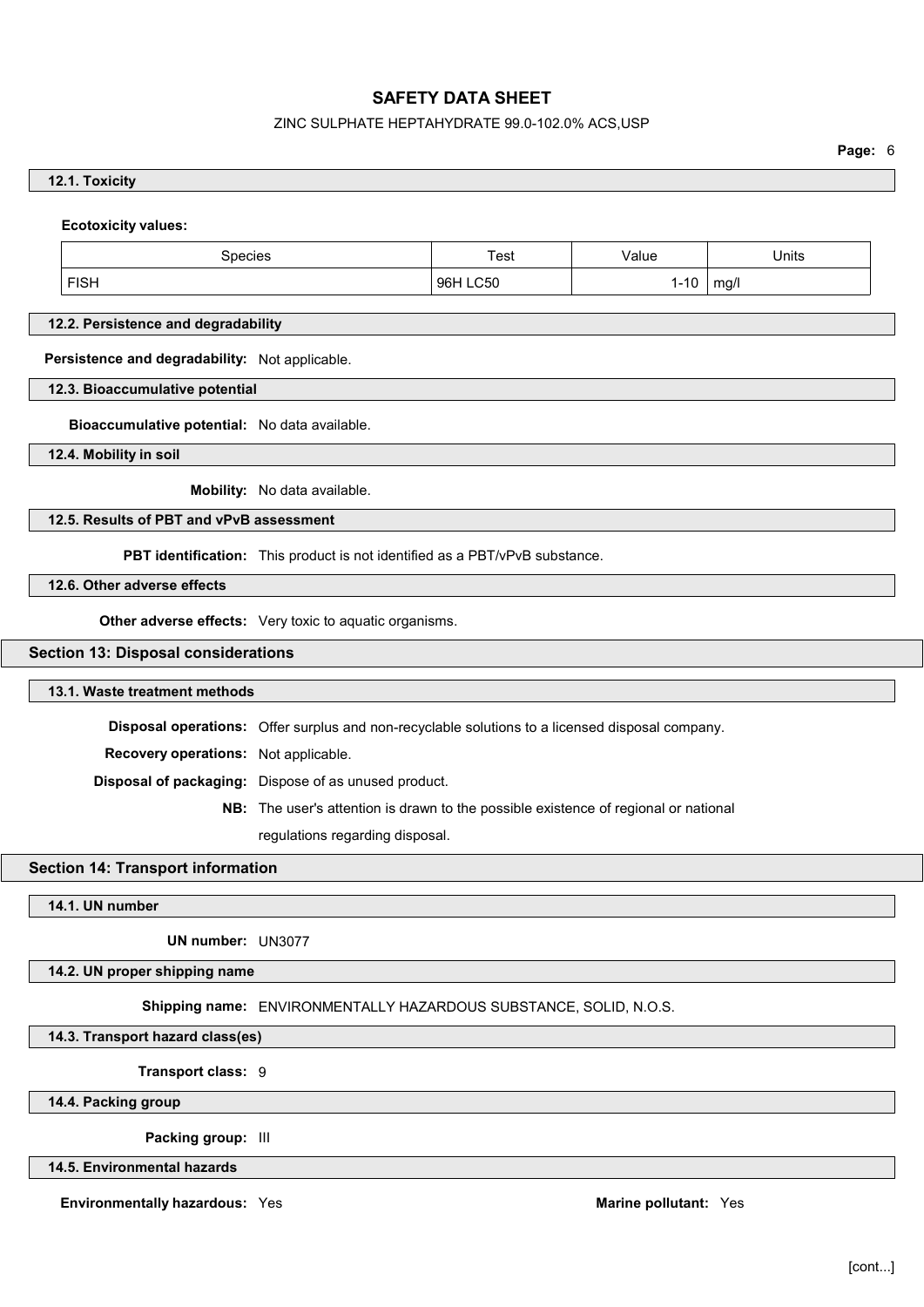### 12.1. Toxicity

**Ecotoxicity values:**

| Species | Test | Value | Units |
|---|---|---|---|
| FISH | 96H LC50 | 1-10 | mg/l |

### 12.2. Persistence and degradability

**Persistence and degradability:** Not applicable.

### 12.3. Bioaccumulative potential

**Bioaccumulative potential:** No data available.

### 12.4. Mobility in soil

**Mobility:** No data available.

### 12.5. Results of PBT and vPvB assessment

**PBT identification:** This product is not identified as a PBT/vPvB substance.

### 12.6. Other adverse effects

**Other adverse effects:** Very toxic to aquatic organisms.

## Section 13: Disposal considerations

### 13.1. Waste treatment methods

**Disposal operations:** Offer surplus and non-recyclable solutions to a licensed disposal company.

**Recovery operations:** Not applicable.

**Disposal of packaging:** Dispose of as unused product.

**NB:** The user's attention is drawn to the possible existence of regional or national regulations regarding disposal.

## Section 14: Transport information

### 14.1. UN number

**UN number:** UN3077

### 14.2. UN proper shipping name

**Shipping name:** ENVIRONMENTALLY HAZARDOUS SUBSTANCE, SOLID, N.O.S.

### 14.3. Transport hazard class(es)

**Transport class:** 9

### 14.4. Packing group

**Packing group:** III

### 14.5. Environmental hazards

**Environmentally hazardous:** Yes

**Marine pollutant:** Yes

[cont...]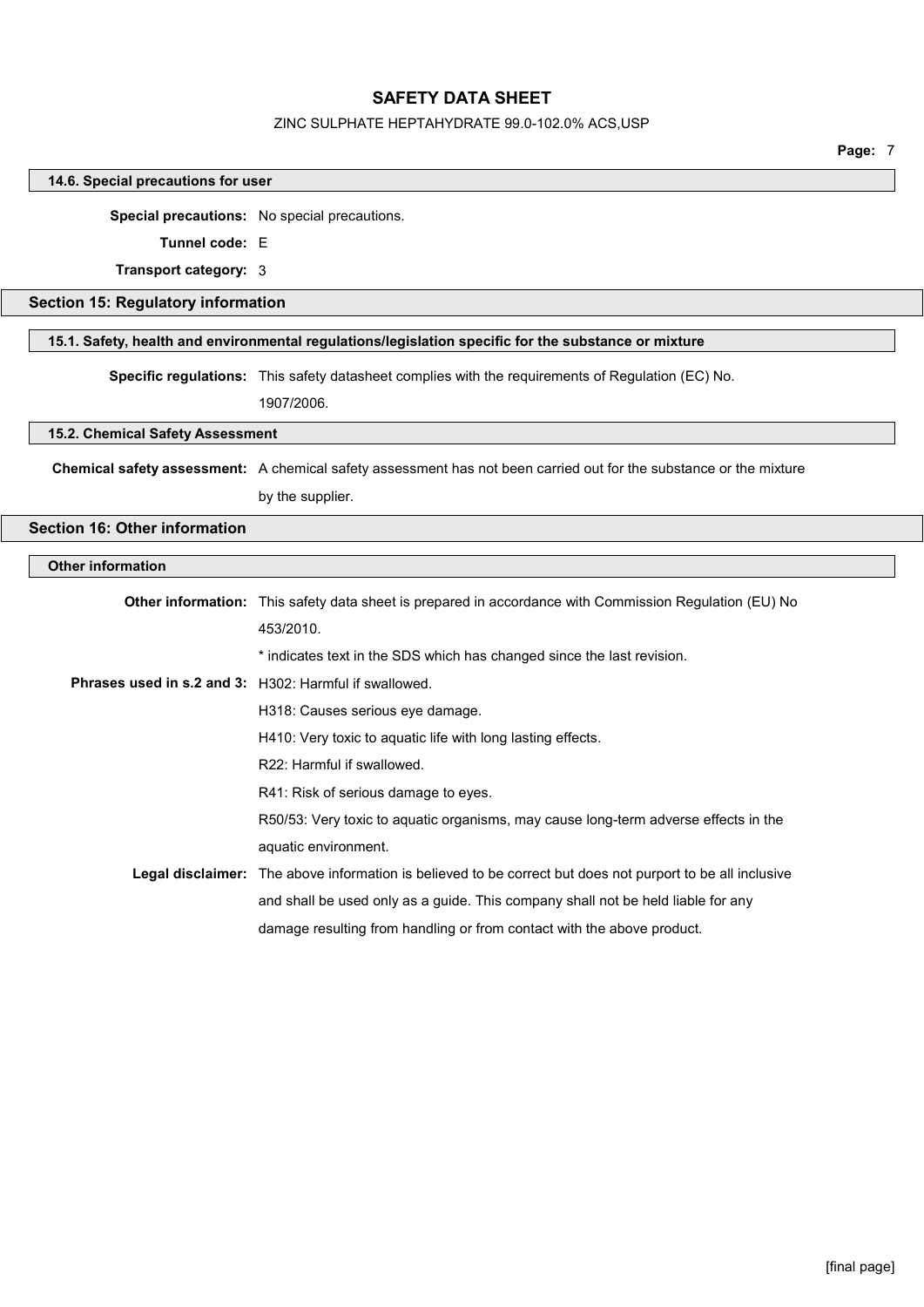### 14.6. Special precautions for user

**Special precautions:** No special precautions.

**Tunnel code:** E

**Transport category:** 3

## Section 15: Regulatory information

### 15.1. Safety, health and environmental regulations/legislation specific for the substance or mixture

**Specific regulations:** This safety datasheet complies with the requirements of Regulation (EC) No. 1907/2006.

### 15.2. Chemical Safety Assessment

**Chemical safety assessment:** A chemical safety assessment has not been carried out for the substance or the mixture by the supplier.

## Section 16: Other information

### Other information

**Other information:** This safety data sheet is prepared in accordance with Commission Regulation (EU) No 453/2010.

* indicates text in the SDS which has changed since the last revision.

**Phrases used in s.2 and 3:** H302: Harmful if swallowed.

H318: Causes serious eye damage.

H410: Very toxic to aquatic life with long lasting effects.

R22: Harmful if swallowed.

R41: Risk of serious damage to eyes.

R50/53: Very toxic to aquatic organisms, may cause long-term adverse effects in the aquatic environment.

**Legal disclaimer:** The above information is believed to be correct but does not purport to be all inclusive and shall be used only as a guide. This company shall not be held liable for any damage resulting from handling or from contact with the above product.

[final page]